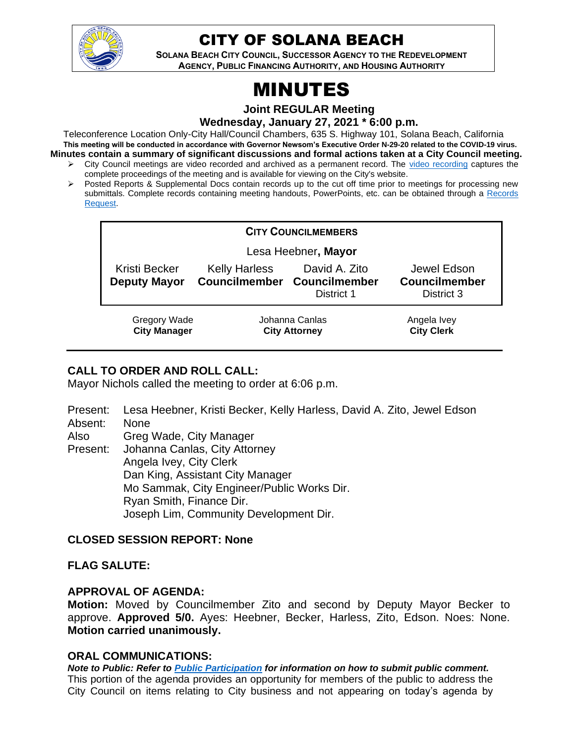# CITY OF SOLANA BEACH

**SOLANA BEACH CITY COUNCIL, SUCCESSOR AGENCY TO THE REDEVELOPMENT AGENCY, PUBLIC FINANCING AUTHORITY, AND HOUSING AUTHORITY**

# MINUTES

**Joint REGULAR Meeting**

**Wednesday, January 27, 2021 * 6:00 p.m.**

Teleconference Location Only-City Hall/Council Chambers, 635 S. Highway 101, Solana Beach, California

**This meeting will be conducted in accordance with Governor Newsom's Executive Order N-29-20 related to the COVID-19 virus.**

**Minutes contain a summary of significant discussions and formal actions taken at a City Council meeting.**

- City Council meetings are video recorded and archived as a permanent record. The video recording captures the complete proceedings of the meeting and is available for viewing on the City's website.
- Posted Reports & Supplemental Docs contain records up to the cut off time prior to meetings for processing new submittals. Complete records containing meeting handouts, PowerPoints, etc. can be obtained through a Records Request.

**CITY COUNCILMEMBERS**

Lesa Heebner, **Mayor**

| Kristi Becker | Kelly Harless | David A. Zito | Jewel Edson |
|---|---|---|---|
| **Deputy Mayor** | **Councilmember** | **Councilmember** District 1 | **Councilmember** District 3 |

| Gregory Wade | Johanna Canlas | Angela Ivey |
|---|---|---|
| **City Manager** | **City Attorney** | **City Clerk** |

## CALL TO ORDER AND ROLL CALL:

Mayor Nichols called the meeting to order at 6:06 p.m.

Present: Lesa Heebner, Kristi Becker, Kelly Harless, David A. Zito, Jewel Edson
Absent: None
Also Present: Greg Wade, City Manager
Johanna Canlas, City Attorney
Angela Ivey, City Clerk
Dan King, Assistant City Manager
Mo Sammak, City Engineer/Public Works Dir.
Ryan Smith, Finance Dir.
Joseph Lim, Community Development Dir.

## CLOSED SESSION REPORT: None

## FLAG SALUTE:

## APPROVAL OF AGENDA:

**Motion:** Moved by Councilmember Zito and second by Deputy Mayor Becker to approve. **Approved 5/0.** Ayes: Heebner, Becker, Harless, Zito, Edson. Noes: None. **Motion carried unanimously.**

## ORAL COMMUNICATIONS:

***Note to Public: Refer to Public Participation for information on how to submit public comment.***
This portion of the agenda provides an opportunity for members of the public to address the City Council on items relating to City business and not appearing on today's agenda by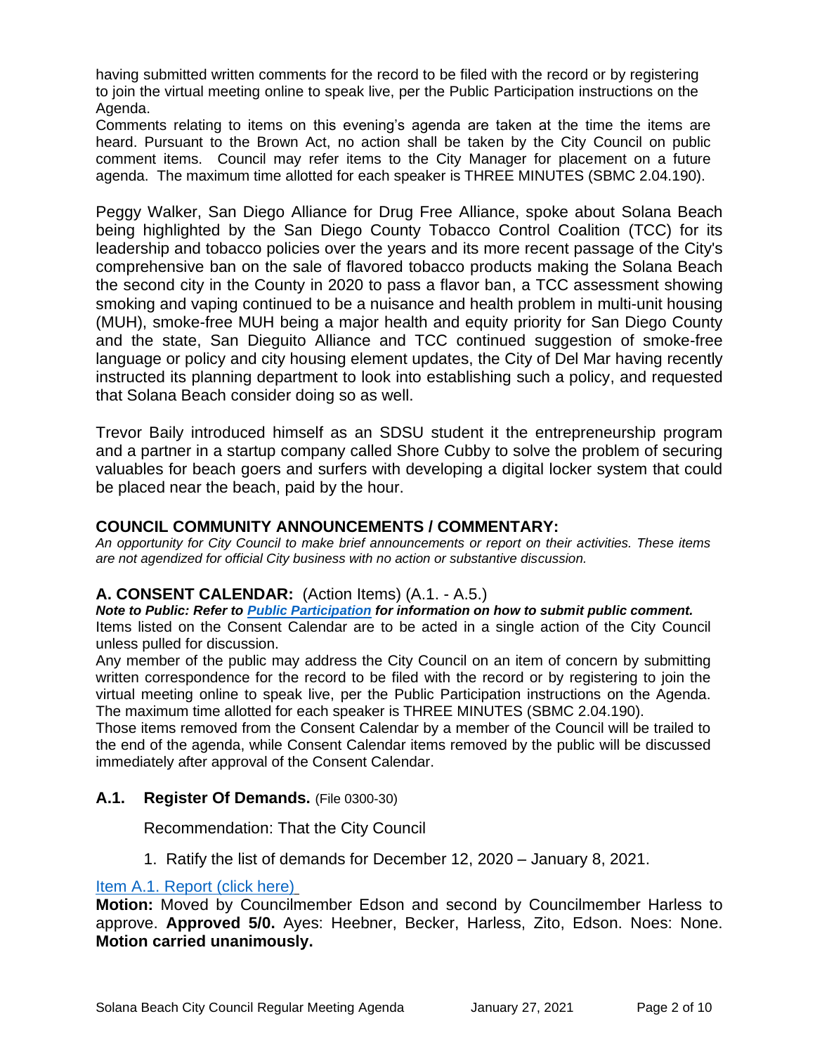having submitted written comments for the record to be filed with the record or by registering to join the virtual meeting online to speak live, per the Public Participation instructions on the Agenda.

Comments relating to items on this evening's agenda are taken at the time the items are heard. Pursuant to the Brown Act, no action shall be taken by the City Council on public comment items. Council may refer items to the City Manager for placement on a future agenda. The maximum time allotted for each speaker is THREE MINUTES (SBMC 2.04.190).

Peggy Walker, San Diego Alliance for Drug Free Alliance, spoke about Solana Beach being highlighted by the San Diego County Tobacco Control Coalition (TCC) for its leadership and tobacco policies over the years and its more recent passage of the City's comprehensive ban on the sale of flavored tobacco products making the Solana Beach the second city in the County in 2020 to pass a flavor ban, a TCC assessment showing smoking and vaping continued to be a nuisance and health problem in multi-unit housing (MUH), smoke-free MUH being a major health and equity priority for San Diego County and the state, San Dieguito Alliance and TCC continued suggestion of smoke-free language or policy and city housing element updates, the City of Del Mar having recently instructed its planning department to look into establishing such a policy, and requested that Solana Beach consider doing so as well.

Trevor Baily introduced himself as an SDSU student it the entrepreneurship program and a partner in a startup company called Shore Cubby to solve the problem of securing valuables for beach goers and surfers with developing a digital locker system that could be placed near the beach, paid by the hour.

## COUNCIL COMMUNITY ANNOUNCEMENTS / COMMENTARY:

*An opportunity for City Council to make brief announcements or report on their activities. These items are not agendized for official City business with no action or substantive discussion.*

## A. CONSENT CALENDAR: (Action Items) (A.1. - A.5.)

***Note to Public: Refer to [Public Participation](#) for information on how to submit public comment.***

Items listed on the Consent Calendar are to be acted in a single action of the City Council unless pulled for discussion.

Any member of the public may address the City Council on an item of concern by submitting written correspondence for the record to be filed with the record or by registering to join the virtual meeting online to speak live, per the Public Participation instructions on the Agenda. The maximum time allotted for each speaker is THREE MINUTES (SBMC 2.04.190).

Those items removed from the Consent Calendar by a member of the Council will be trailed to the end of the agenda, while Consent Calendar items removed by the public will be discussed immediately after approval of the Consent Calendar.

### A.1. Register Of Demands. (File 0300-30)

Recommendation: That the City Council

1. Ratify the list of demands for December 12, 2020 – January 8, 2021.

[Item A.1. Report (click here)](#)

**Motion:** Moved by Councilmember Edson and second by Councilmember Harless to approve. **Approved 5/0.** Ayes: Heebner, Becker, Harless, Zito, Edson. Noes: None. **Motion carried unanimously.**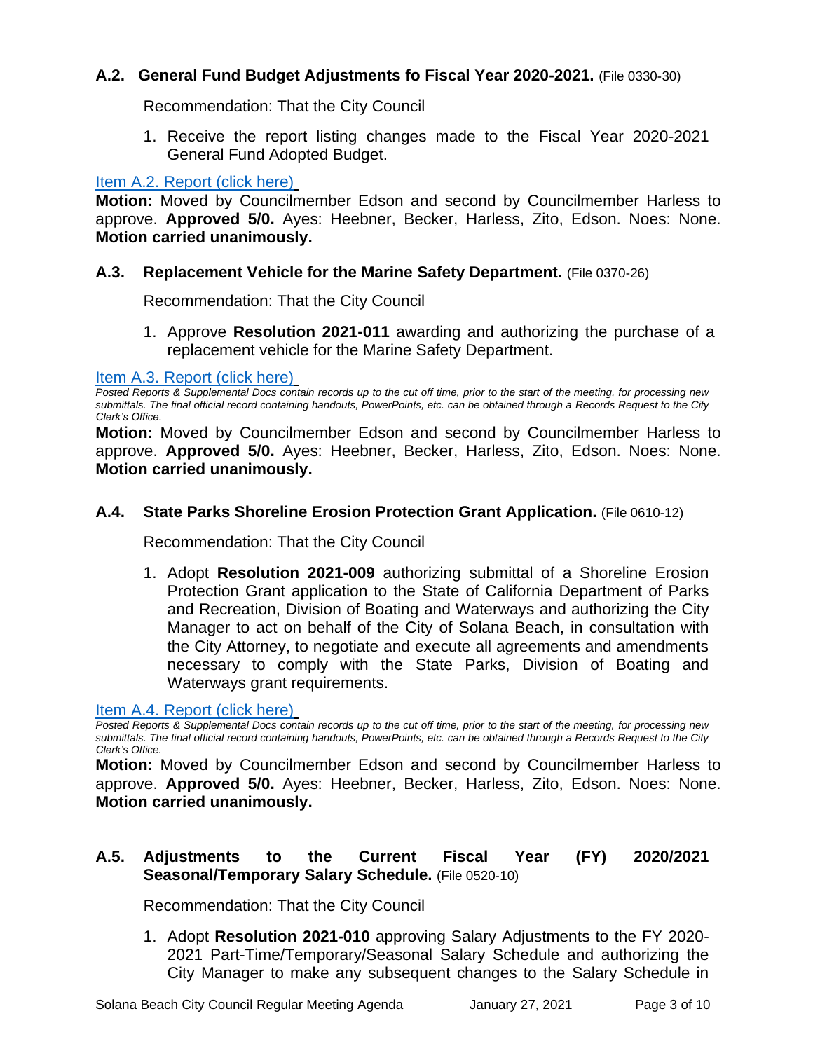### A.2. General Fund Budget Adjustments fo Fiscal Year 2020-2021. (File 0330-30)

Recommendation: That the City Council

1. Receive the report listing changes made to the Fiscal Year 2020-2021 General Fund Adopted Budget.

Item A.2. Report (click here)

**Motion:** Moved by Councilmember Edson and second by Councilmember Harless to approve. **Approved 5/0.** Ayes: Heebner, Becker, Harless, Zito, Edson. Noes: None. **Motion carried unanimously.**

### A.3. Replacement Vehicle for the Marine Safety Department. (File 0370-26)

Recommendation: That the City Council

1. Approve **Resolution 2021-011** awarding and authorizing the purchase of a replacement vehicle for the Marine Safety Department.

Item A.3. Report (click here)

*Posted Reports & Supplemental Docs contain records up to the cut off time, prior to the start of the meeting, for processing new submittals. The final official record containing handouts, PowerPoints, etc. can be obtained through a Records Request to the City Clerk's Office.*

**Motion:** Moved by Councilmember Edson and second by Councilmember Harless to approve. **Approved 5/0.** Ayes: Heebner, Becker, Harless, Zito, Edson. Noes: None. **Motion carried unanimously.**

### A.4. State Parks Shoreline Erosion Protection Grant Application. (File 0610-12)

Recommendation: That the City Council

1. Adopt **Resolution 2021-009** authorizing submittal of a Shoreline Erosion Protection Grant application to the State of California Department of Parks and Recreation, Division of Boating and Waterways and authorizing the City Manager to act on behalf of the City of Solana Beach, in consultation with the City Attorney, to negotiate and execute all agreements and amendments necessary to comply with the State Parks, Division of Boating and Waterways grant requirements.

Item A.4. Report (click here)

*Posted Reports & Supplemental Docs contain records up to the cut off time, prior to the start of the meeting, for processing new submittals. The final official record containing handouts, PowerPoints, etc. can be obtained through a Records Request to the City Clerk's Office.*

**Motion:** Moved by Councilmember Edson and second by Councilmember Harless to approve. **Approved 5/0.** Ayes: Heebner, Becker, Harless, Zito, Edson. Noes: None. **Motion carried unanimously.**

### A.5. Adjustments to the Current Fiscal Year (FY) 2020/2021 Seasonal/Temporary Salary Schedule. (File 0520-10)

Recommendation: That the City Council

1. Adopt **Resolution 2021-010** approving Salary Adjustments to the FY 2020-2021 Part-Time/Temporary/Seasonal Salary Schedule and authorizing the City Manager to make any subsequent changes to the Salary Schedule in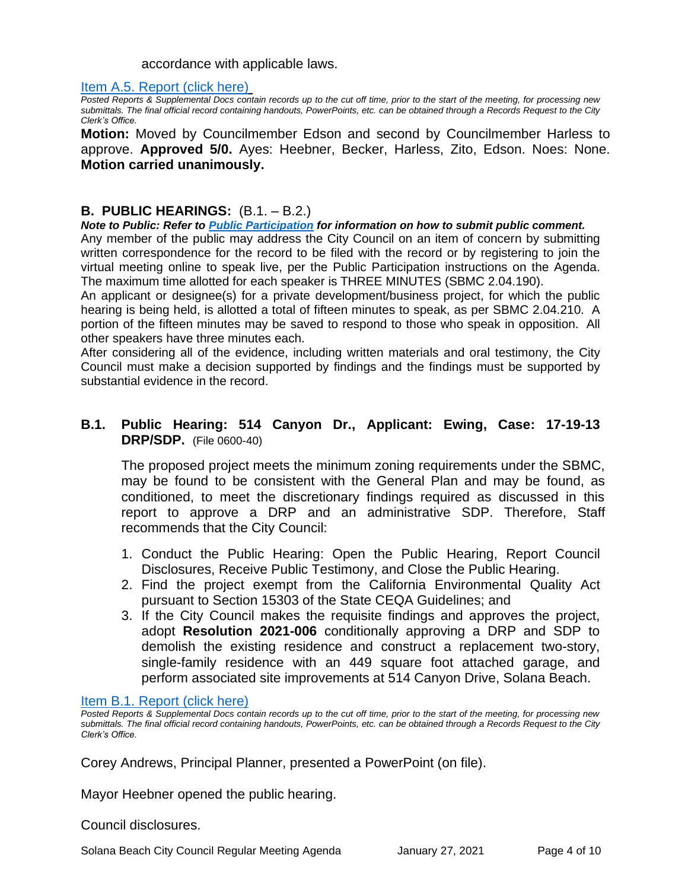accordance with applicable laws.

[Item A.5. Report (click here)](#)

*Posted Reports & Supplemental Docs contain records up to the cut off time, prior to the start of the meeting, for processing new submittals. The final official record containing handouts, PowerPoints, etc. can be obtained through a Records Request to the City Clerk's Office.*

**Motion:** Moved by Councilmember Edson and second by Councilmember Harless to approve. **Approved 5/0.** Ayes: Heebner, Becker, Harless, Zito, Edson. Noes: None. **Motion carried unanimously.**

## B. PUBLIC HEARINGS: (B.1. – B.2.)

***Note to Public: Refer to Public Participation for information on how to submit public comment.***

Any member of the public may address the City Council on an item of concern by submitting written correspondence for the record to be filed with the record or by registering to join the virtual meeting online to speak live, per the Public Participation instructions on the Agenda. The maximum time allotted for each speaker is THREE MINUTES (SBMC 2.04.190).

An applicant or designee(s) for a private development/business project, for which the public hearing is being held, is allotted a total of fifteen minutes to speak, as per SBMC 2.04.210. A portion of the fifteen minutes may be saved to respond to those who speak in opposition. All other speakers have three minutes each.

After considering all of the evidence, including written materials and oral testimony, the City Council must make a decision supported by findings and the findings must be supported by substantial evidence in the record.

### B.1. Public Hearing: 514 Canyon Dr., Applicant: Ewing, Case: 17-19-13 DRP/SDP. (File 0600-40)

The proposed project meets the minimum zoning requirements under the SBMC, may be found to be consistent with the General Plan and may be found, as conditioned, to meet the discretionary findings required as discussed in this report to approve a DRP and an administrative SDP. Therefore, Staff recommends that the City Council:

1. Conduct the Public Hearing: Open the Public Hearing, Report Council Disclosures, Receive Public Testimony, and Close the Public Hearing.
2. Find the project exempt from the California Environmental Quality Act pursuant to Section 15303 of the State CEQA Guidelines; and
3. If the City Council makes the requisite findings and approves the project, adopt **Resolution 2021-006** conditionally approving a DRP and SDP to demolish the existing residence and construct a replacement two-story, single-family residence with an 449 square foot attached garage, and perform associated site improvements at 514 Canyon Drive, Solana Beach.

[Item B.1. Report (click here)](#)

*Posted Reports & Supplemental Docs contain records up to the cut off time, prior to the start of the meeting, for processing new submittals. The final official record containing handouts, PowerPoints, etc. can be obtained through a Records Request to the City Clerk's Office.*

Corey Andrews, Principal Planner, presented a PowerPoint (on file).

Mayor Heebner opened the public hearing.

Council disclosures.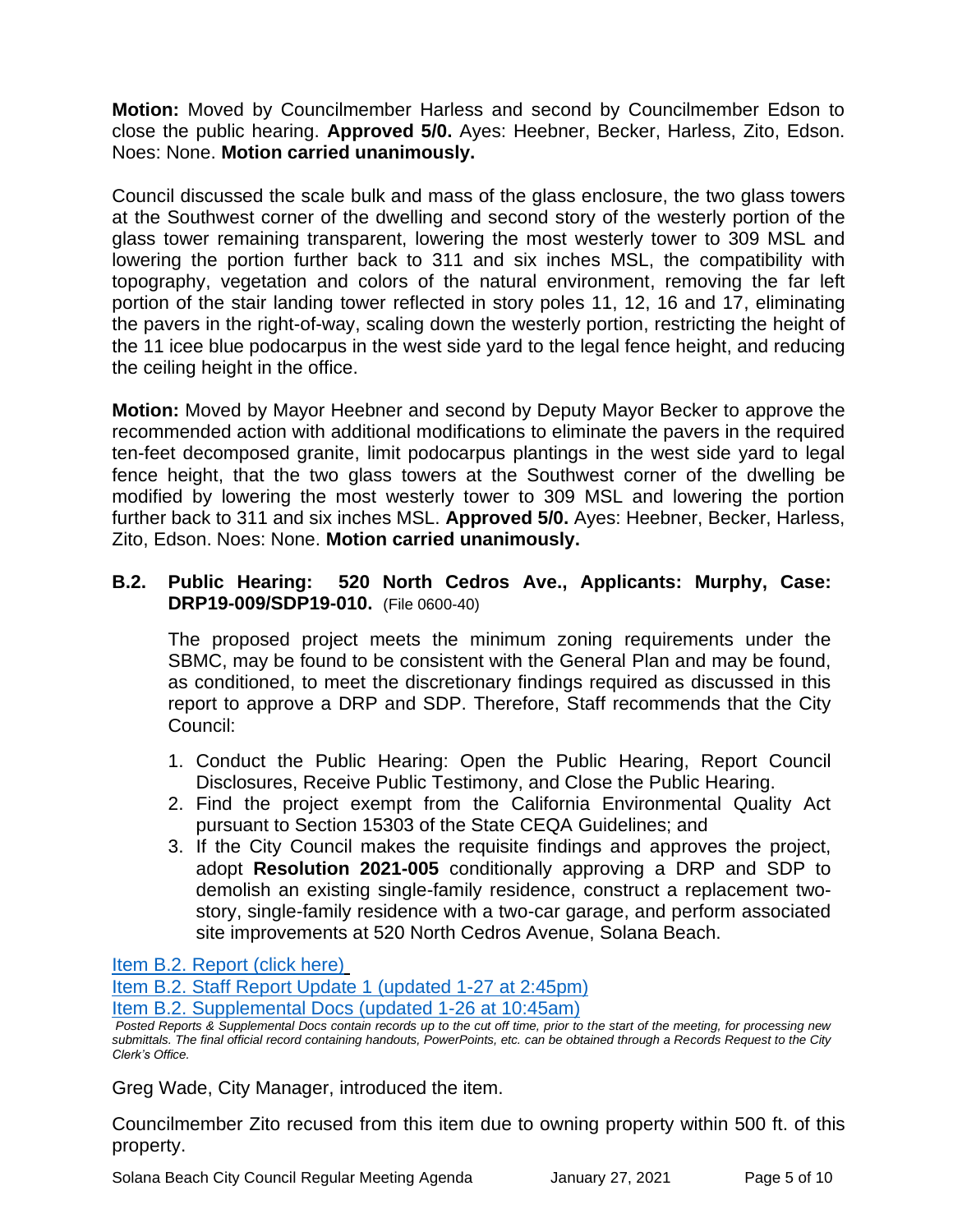**Motion:** Moved by Councilmember Harless and second by Councilmember Edson to close the public hearing. **Approved 5/0.** Ayes: Heebner, Becker, Harless, Zito, Edson. Noes: None. **Motion carried unanimously.**

Council discussed the scale bulk and mass of the glass enclosure, the two glass towers at the Southwest corner of the dwelling and second story of the westerly portion of the glass tower remaining transparent, lowering the most westerly tower to 309 MSL and lowering the portion further back to 311 and six inches MSL, the compatibility with topography, vegetation and colors of the natural environment, removing the far left portion of the stair landing tower reflected in story poles 11, 12, 16 and 17, eliminating the pavers in the right-of-way, scaling down the westerly portion, restricting the height of the 11 icee blue podocarpus in the west side yard to the legal fence height, and reducing the ceiling height in the office.

**Motion:** Moved by Mayor Heebner and second by Deputy Mayor Becker to approve the recommended action with additional modifications to eliminate the pavers in the required ten-feet decomposed granite, limit podocarpus plantings in the west side yard to legal fence height, that the two glass towers at the Southwest corner of the dwelling be modified by lowering the most westerly tower to 309 MSL and lowering the portion further back to 311 and six inches MSL. **Approved 5/0.** Ayes: Heebner, Becker, Harless, Zito, Edson. Noes: None. **Motion carried unanimously.**

### B.2. Public Hearing: 520 North Cedros Ave., Applicants: Murphy, Case: DRP19-009/SDP19-010. (File 0600-40)

The proposed project meets the minimum zoning requirements under the SBMC, may be found to be consistent with the General Plan and may be found, as conditioned, to meet the discretionary findings required as discussed in this report to approve a DRP and SDP. Therefore, Staff recommends that the City Council:

1. Conduct the Public Hearing: Open the Public Hearing, Report Council Disclosures, Receive Public Testimony, and Close the Public Hearing.
2. Find the project exempt from the California Environmental Quality Act pursuant to Section 15303 of the State CEQA Guidelines; and
3. If the City Council makes the requisite findings and approves the project, adopt **Resolution 2021-005** conditionally approving a DRP and SDP to demolish an existing single-family residence, construct a replacement two-story, single-family residence with a two-car garage, and perform associated site improvements at 520 North Cedros Avenue, Solana Beach.

Item B.2. Report (click here)
Item B.2. Staff Report Update 1 (updated 1-27 at 2:45pm)
Item B.2. Supplemental Docs (updated 1-26 at 10:45am)

*Posted Reports & Supplemental Docs contain records up to the cut off time, prior to the start of the meeting, for processing new submittals. The final official record containing handouts, PowerPoints, etc. can be obtained through a Records Request to the City Clerk's Office.*

Greg Wade, City Manager, introduced the item.

Councilmember Zito recused from this item due to owning property within 500 ft. of this property.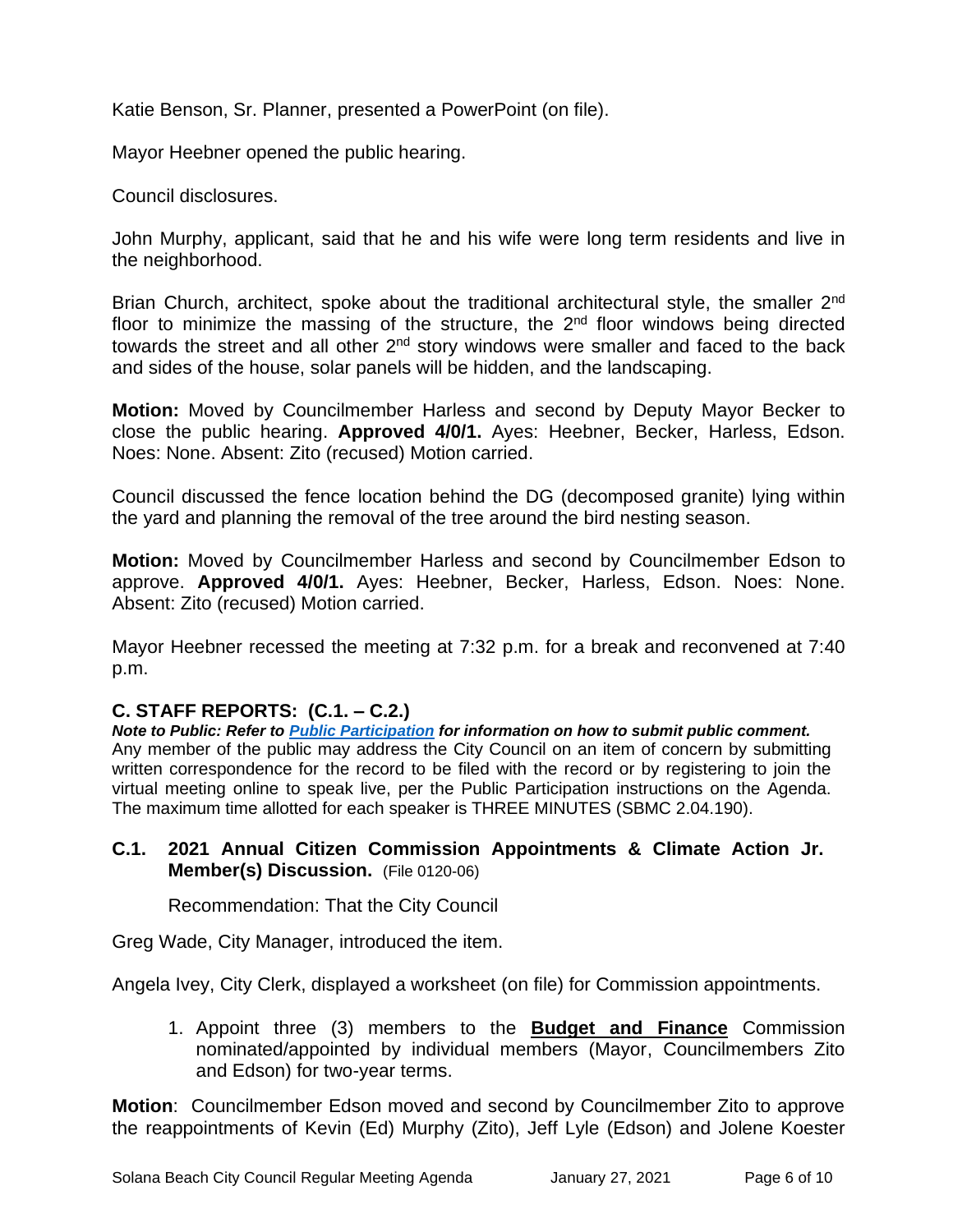Katie Benson, Sr. Planner, presented a PowerPoint (on file).

Mayor Heebner opened the public hearing.

Council disclosures.

John Murphy, applicant, said that he and his wife were long term residents and live in the neighborhood.

Brian Church, architect, spoke about the traditional architectural style, the smaller 2nd floor to minimize the massing of the structure, the 2nd floor windows being directed towards the street and all other 2nd story windows were smaller and faced to the back and sides of the house, solar panels will be hidden, and the landscaping.

**Motion:** Moved by Councilmember Harless and second by Deputy Mayor Becker to close the public hearing. **Approved 4/0/1.** Ayes: Heebner, Becker, Harless, Edson. Noes: None. Absent: Zito (recused) Motion carried.

Council discussed the fence location behind the DG (decomposed granite) lying within the yard and planning the removal of the tree around the bird nesting season.

**Motion:** Moved by Councilmember Harless and second by Councilmember Edson to approve. **Approved 4/0/1.** Ayes: Heebner, Becker, Harless, Edson. Noes: None. Absent: Zito (recused) Motion carried.

Mayor Heebner recessed the meeting at 7:32 p.m. for a break and reconvened at 7:40 p.m.

## C. STAFF REPORTS: (C.1. – C.2.)

***Note to Public: Refer to Public Participation for information on how to submit public comment.***
Any member of the public may address the City Council on an item of concern by submitting written correspondence for the record to be filed with the record or by registering to join the virtual meeting online to speak live, per the Public Participation instructions on the Agenda. The maximum time allotted for each speaker is THREE MINUTES (SBMC 2.04.190).

### C.1. 2021 Annual Citizen Commission Appointments & Climate Action Jr. Member(s) Discussion. (File 0120-06)

Recommendation: That the City Council

Greg Wade, City Manager, introduced the item.

Angela Ivey, City Clerk, displayed a worksheet (on file) for Commission appointments.

1. Appoint three (3) members to the **Budget and Finance** Commission nominated/appointed by individual members (Mayor, Councilmembers Zito and Edson) for two-year terms.

**Motion**: Councilmember Edson moved and second by Councilmember Zito to approve the reappointments of Kevin (Ed) Murphy (Zito), Jeff Lyle (Edson) and Jolene Koester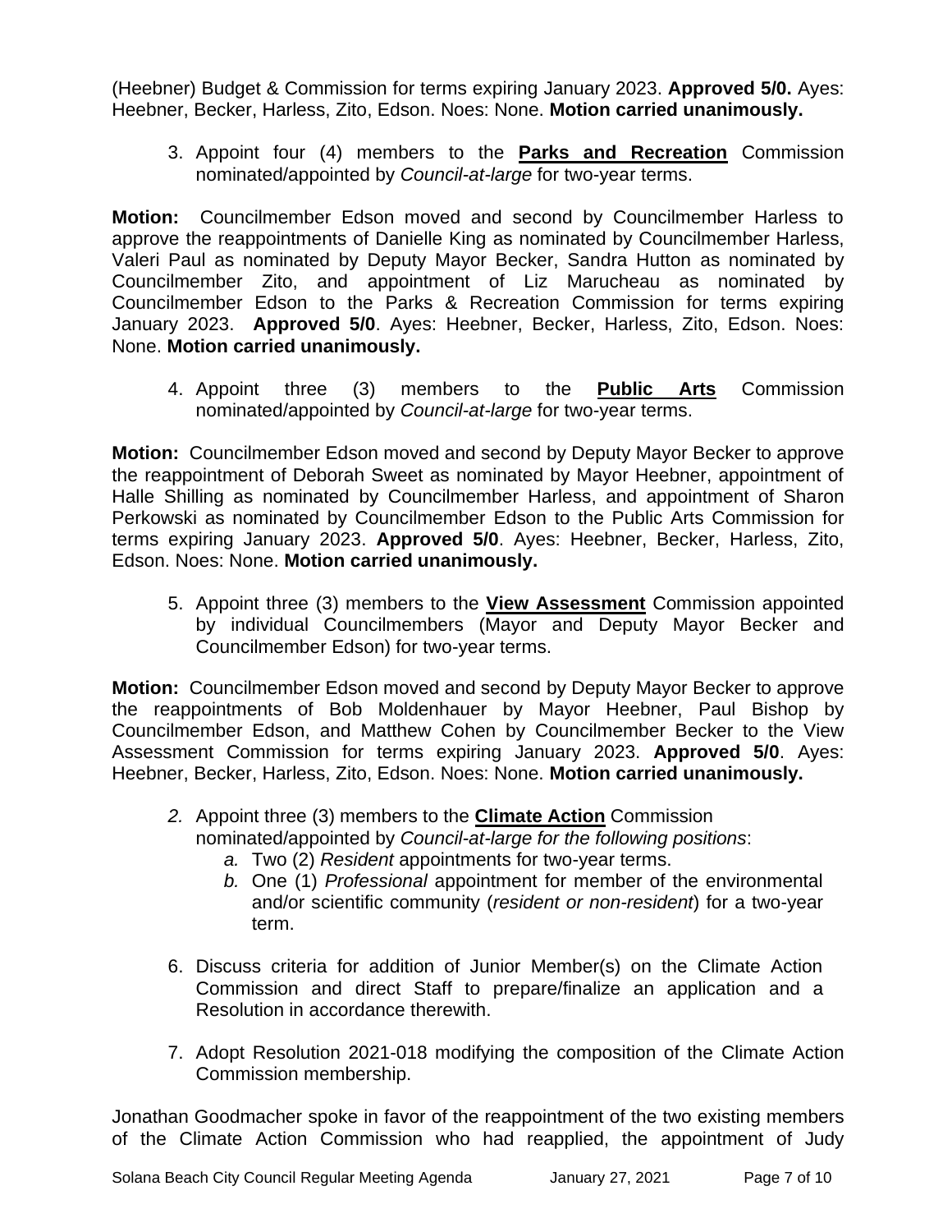(Heebner) Budget & Commission for terms expiring January 2023. **Approved 5/0.** Ayes: Heebner, Becker, Harless, Zito, Edson. Noes: None. **Motion carried unanimously.**

3. Appoint four (4) members to the **Parks and Recreation** Commission nominated/appointed by *Council-at-large* for two-year terms.

**Motion:** Councilmember Edson moved and second by Councilmember Harless to approve the reappointments of Danielle King as nominated by Councilmember Harless, Valeri Paul as nominated by Deputy Mayor Becker, Sandra Hutton as nominated by Councilmember Zito, and appointment of Liz Marucheau as nominated by Councilmember Edson to the Parks & Recreation Commission for terms expiring January 2023. **Approved 5/0**. Ayes: Heebner, Becker, Harless, Zito, Edson. Noes: None. **Motion carried unanimously.**

4. Appoint three (3) members to the **Public Arts** Commission nominated/appointed by *Council-at-large* for two-year terms.

**Motion:** Councilmember Edson moved and second by Deputy Mayor Becker to approve the reappointment of Deborah Sweet as nominated by Mayor Heebner, appointment of Halle Shilling as nominated by Councilmember Harless, and appointment of Sharon Perkowski as nominated by Councilmember Edson to the Public Arts Commission for terms expiring January 2023. **Approved 5/0**. Ayes: Heebner, Becker, Harless, Zito, Edson. Noes: None. **Motion carried unanimously.**

5. Appoint three (3) members to the **View Assessment** Commission appointed by individual Councilmembers (Mayor and Deputy Mayor Becker and Councilmember Edson) for two-year terms.

**Motion:** Councilmember Edson moved and second by Deputy Mayor Becker to approve the reappointments of Bob Moldenhauer by Mayor Heebner, Paul Bishop by Councilmember Edson, and Matthew Cohen by Councilmember Becker to the View Assessment Commission for terms expiring January 2023. **Approved 5/0**. Ayes: Heebner, Becker, Harless, Zito, Edson. Noes: None. **Motion carried unanimously.**

*2.* Appoint three (3) members to the **Climate Action** Commission nominated/appointed by *Council-at-large for the following positions*:
   *a.* Two (2) *Resident* appointments for two-year terms.
   *b.* One (1) *Professional* appointment for member of the environmental and/or scientific community (*resident or non-resident*) for a two-year term.

6. Discuss criteria for addition of Junior Member(s) on the Climate Action Commission and direct Staff to prepare/finalize an application and a Resolution in accordance therewith.

7. Adopt Resolution 2021-018 modifying the composition of the Climate Action Commission membership.

Jonathan Goodmacher spoke in favor of the reappointment of the two existing members of the Climate Action Commission who had reapplied, the appointment of Judy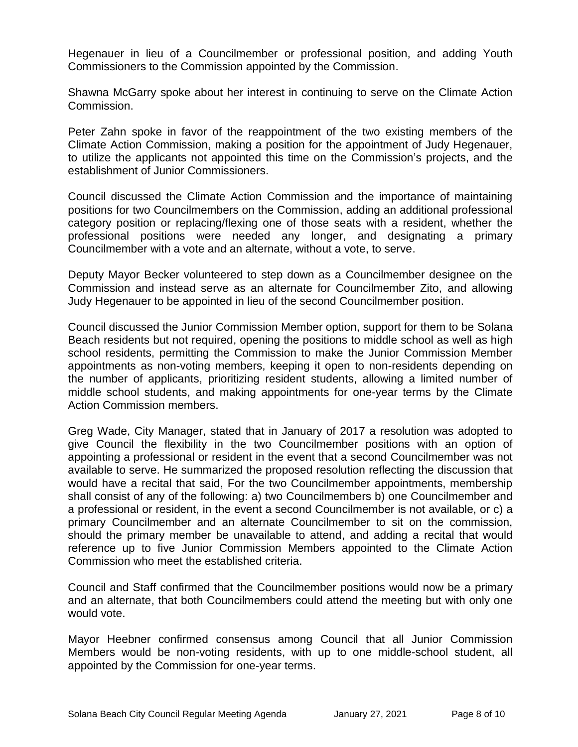Hegenauer in lieu of a Councilmember or professional position, and adding Youth Commissioners to the Commission appointed by the Commission.

Shawna McGarry spoke about her interest in continuing to serve on the Climate Action Commission.

Peter Zahn spoke in favor of the reappointment of the two existing members of the Climate Action Commission, making a position for the appointment of Judy Hegenauer, to utilize the applicants not appointed this time on the Commission's projects, and the establishment of Junior Commissioners.

Council discussed the Climate Action Commission and the importance of maintaining positions for two Councilmembers on the Commission, adding an additional professional category position or replacing/flexing one of those seats with a resident, whether the professional positions were needed any longer, and designating a primary Councilmember with a vote and an alternate, without a vote, to serve.

Deputy Mayor Becker volunteered to step down as a Councilmember designee on the Commission and instead serve as an alternate for Councilmember Zito, and allowing Judy Hegenauer to be appointed in lieu of the second Councilmember position.

Council discussed the Junior Commission Member option, support for them to be Solana Beach residents but not required, opening the positions to middle school as well as high school residents, permitting the Commission to make the Junior Commission Member appointments as non-voting members, keeping it open to non-residents depending on the number of applicants, prioritizing resident students, allowing a limited number of middle school students, and making appointments for one-year terms by the Climate Action Commission members.

Greg Wade, City Manager, stated that in January of 2017 a resolution was adopted to give Council the flexibility in the two Councilmember positions with an option of appointing a professional or resident in the event that a second Councilmember was not available to serve. He summarized the proposed resolution reflecting the discussion that would have a recital that said, For the two Councilmember appointments, membership shall consist of any of the following: a) two Councilmembers b) one Councilmember and a professional or resident, in the event a second Councilmember is not available, or c) a primary Councilmember and an alternate Councilmember to sit on the commission, should the primary member be unavailable to attend, and adding a recital that would reference up to five Junior Commission Members appointed to the Climate Action Commission who meet the established criteria.

Council and Staff confirmed that the Councilmember positions would now be a primary and an alternate, that both Councilmembers could attend the meeting but with only one would vote.

Mayor Heebner confirmed consensus among Council that all Junior Commission Members would be non-voting residents, with up to one middle-school student, all appointed by the Commission for one-year terms.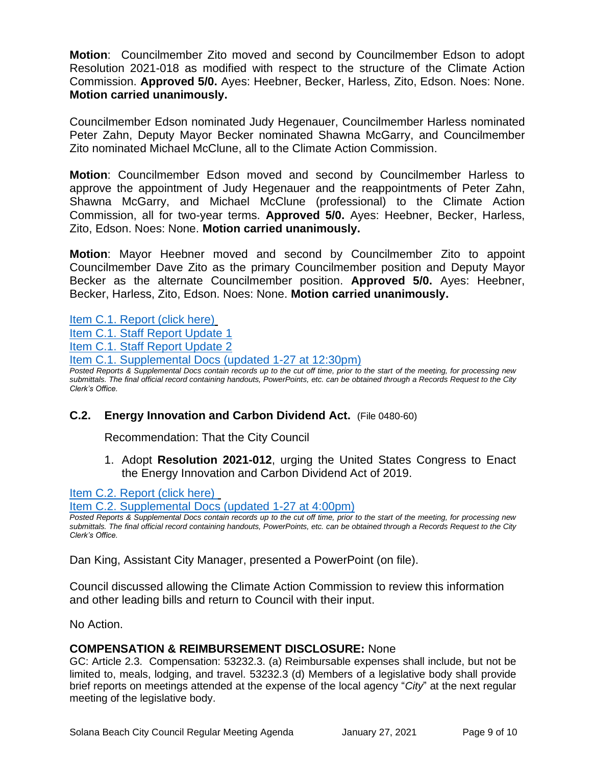**Motion**: Councilmember Zito moved and second by Councilmember Edson to adopt Resolution 2021-018 as modified with respect to the structure of the Climate Action Commission. **Approved 5/0.** Ayes: Heebner, Becker, Harless, Zito, Edson. Noes: None. **Motion carried unanimously.**

Councilmember Edson nominated Judy Hegenauer, Councilmember Harless nominated Peter Zahn, Deputy Mayor Becker nominated Shawna McGarry, and Councilmember Zito nominated Michael McClune, all to the Climate Action Commission.

**Motion**: Councilmember Edson moved and second by Councilmember Harless to approve the appointment of Judy Hegenauer and the reappointments of Peter Zahn, Shawna McGarry, and Michael McClune (professional) to the Climate Action Commission, all for two-year terms. **Approved 5/0.** Ayes: Heebner, Becker, Harless, Zito, Edson. Noes: None. **Motion carried unanimously.**

**Motion**: Mayor Heebner moved and second by Councilmember Zito to appoint Councilmember Dave Zito as the primary Councilmember position and Deputy Mayor Becker as the alternate Councilmember position. **Approved 5/0.** Ayes: Heebner, Becker, Harless, Zito, Edson. Noes: None. **Motion carried unanimously.**

Item C.1. Report (click here)
Item C.1. Staff Report Update 1
Item C.1. Staff Report Update 2
Item C.1. Supplemental Docs (updated 1-27 at 12:30pm)

*Posted Reports & Supplemental Docs contain records up to the cut off time, prior to the start of the meeting, for processing new submittals. The final official record containing handouts, PowerPoints, etc. can be obtained through a Records Request to the City Clerk's Office.*

### C.2. Energy Innovation and Carbon Dividend Act. (File 0480-60)

Recommendation: That the City Council

1. Adopt **Resolution 2021-012**, urging the United States Congress to Enact the Energy Innovation and Carbon Dividend Act of 2019.

Item C.2. Report (click here)
Item C.2. Supplemental Docs (updated 1-27 at 4:00pm)

*Posted Reports & Supplemental Docs contain records up to the cut off time, prior to the start of the meeting, for processing new submittals. The final official record containing handouts, PowerPoints, etc. can be obtained through a Records Request to the City Clerk's Office.*

Dan King, Assistant City Manager, presented a PowerPoint (on file).

Council discussed allowing the Climate Action Commission to review this information and other leading bills and return to Council with their input.

No Action.

### COMPENSATION & REIMBURSEMENT DISCLOSURE: None

GC: Article 2.3. Compensation: 53232.3. (a) Reimbursable expenses shall include, but not be limited to, meals, lodging, and travel. 53232.3 (d) Members of a legislative body shall provide brief reports on meetings attended at the expense of the local agency "*City*" at the next regular meeting of the legislative body.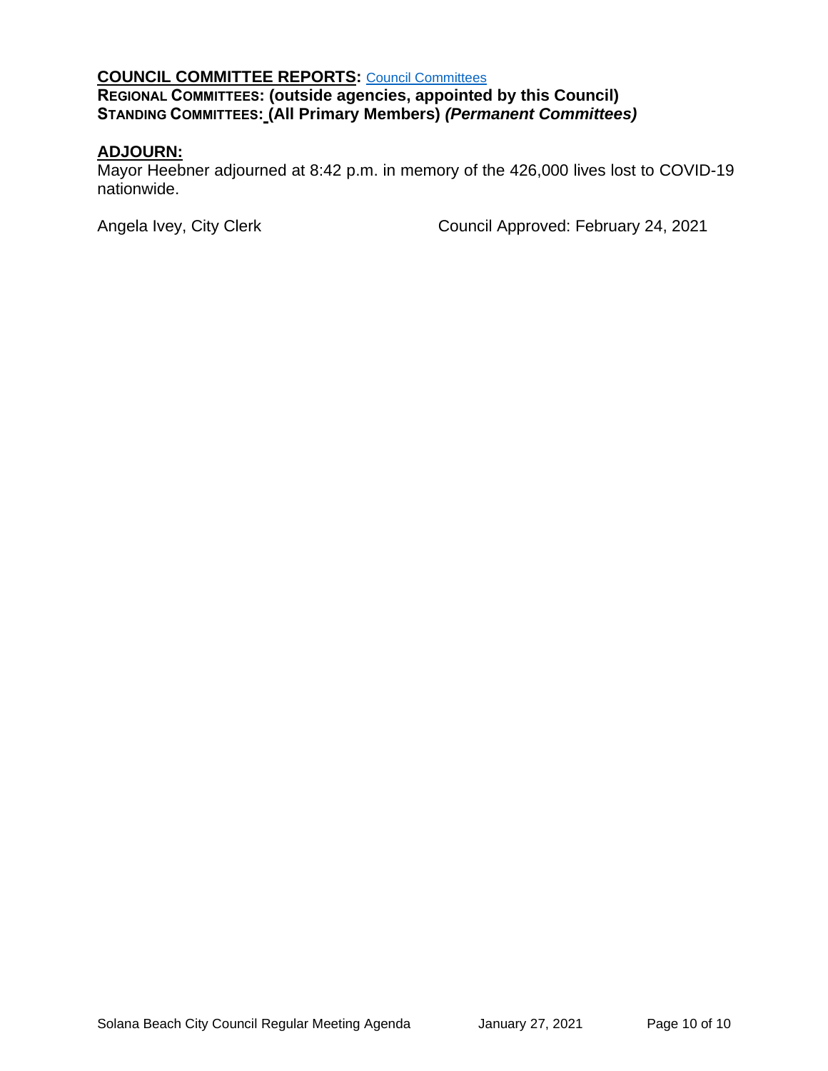## COUNCIL COMMITTEE REPORTS: [Council Committees]

**REGIONAL COMMITTEES: (outside agencies, appointed by this Council)**
**STANDING COMMITTEES: (All Primary Members)** ***(Permanent Committees)***

## ADJOURN:

Mayor Heebner adjourned at 8:42 p.m. in memory of the 426,000 lives lost to COVID-19 nationwide.

Angela Ivey, City Clerk Council Approved: February 24, 2021